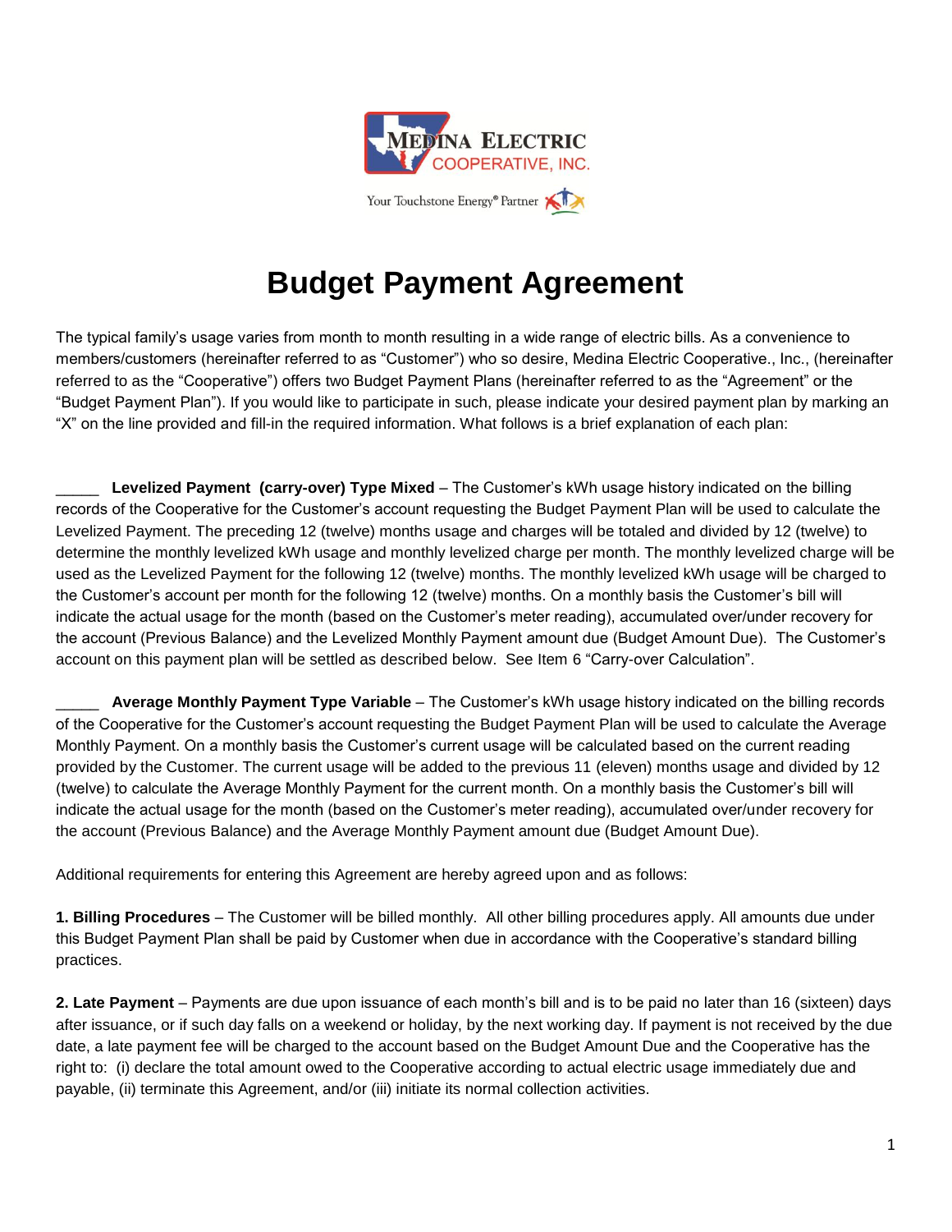MEDINA ELECTRIC COOPERATIVE, INC.

Your Touchstone Energy® Partner

# Budget Payment Agreement

The typical family's usage varies from month to month resulting in a wide range of electric bills. As a convenience to members/customers (hereinafter referred to as "Customer") who so desire, Medina Electric Cooperative., Inc., (hereinafter referred to as the "Cooperative") offers two Budget Payment Plans (hereinafter referred to as the "Agreement" or the "Budget Payment Plan"). If you would like to participate in such, please indicate your desired payment plan by marking an "X" on the line provided and fill-in the required information. What follows is a brief explanation of each plan:

_____ **Levelized Payment (carry-over) Type Mixed** – The Customer's kWh usage history indicated on the billing records of the Cooperative for the Customer's account requesting the Budget Payment Plan will be used to calculate the Levelized Payment. The preceding 12 (twelve) months usage and charges will be totaled and divided by 12 (twelve) to determine the monthly levelized kWh usage and monthly levelized charge per month. The monthly levelized charge will be used as the Levelized Payment for the following 12 (twelve) months. The monthly levelized kWh usage will be charged to the Customer's account per month for the following 12 (twelve) months. On a monthly basis the Customer's bill will indicate the actual usage for the month (based on the Customer's meter reading), accumulated over/under recovery for the account (Previous Balance) and the Levelized Monthly Payment amount due (Budget Amount Due). The Customer's account on this payment plan will be settled as described below. See Item 6 "Carry-over Calculation".

_____ **Average Monthly Payment Type Variable** – The Customer's kWh usage history indicated on the billing records of the Cooperative for the Customer's account requesting the Budget Payment Plan will be used to calculate the Average Monthly Payment. On a monthly basis the Customer's current usage will be calculated based on the current reading provided by the Customer. The current usage will be added to the previous 11 (eleven) months usage and divided by 12 (twelve) to calculate the Average Monthly Payment for the current month. On a monthly basis the Customer's bill will indicate the actual usage for the month (based on the Customer's meter reading), accumulated over/under recovery for the account (Previous Balance) and the Average Monthly Payment amount due (Budget Amount Due).

Additional requirements for entering this Agreement are hereby agreed upon and as follows:

**1. Billing Procedures** – The Customer will be billed monthly. All other billing procedures apply. All amounts due under this Budget Payment Plan shall be paid by Customer when due in accordance with the Cooperative's standard billing practices.

**2. Late Payment** – Payments are due upon issuance of each month's bill and is to be paid no later than 16 (sixteen) days after issuance, or if such day falls on a weekend or holiday, by the next working day. If payment is not received by the due date, a late payment fee will be charged to the account based on the Budget Amount Due and the Cooperative has the right to: (i) declare the total amount owed to the Cooperative according to actual electric usage immediately due and payable, (ii) terminate this Agreement, and/or (iii) initiate its normal collection activities.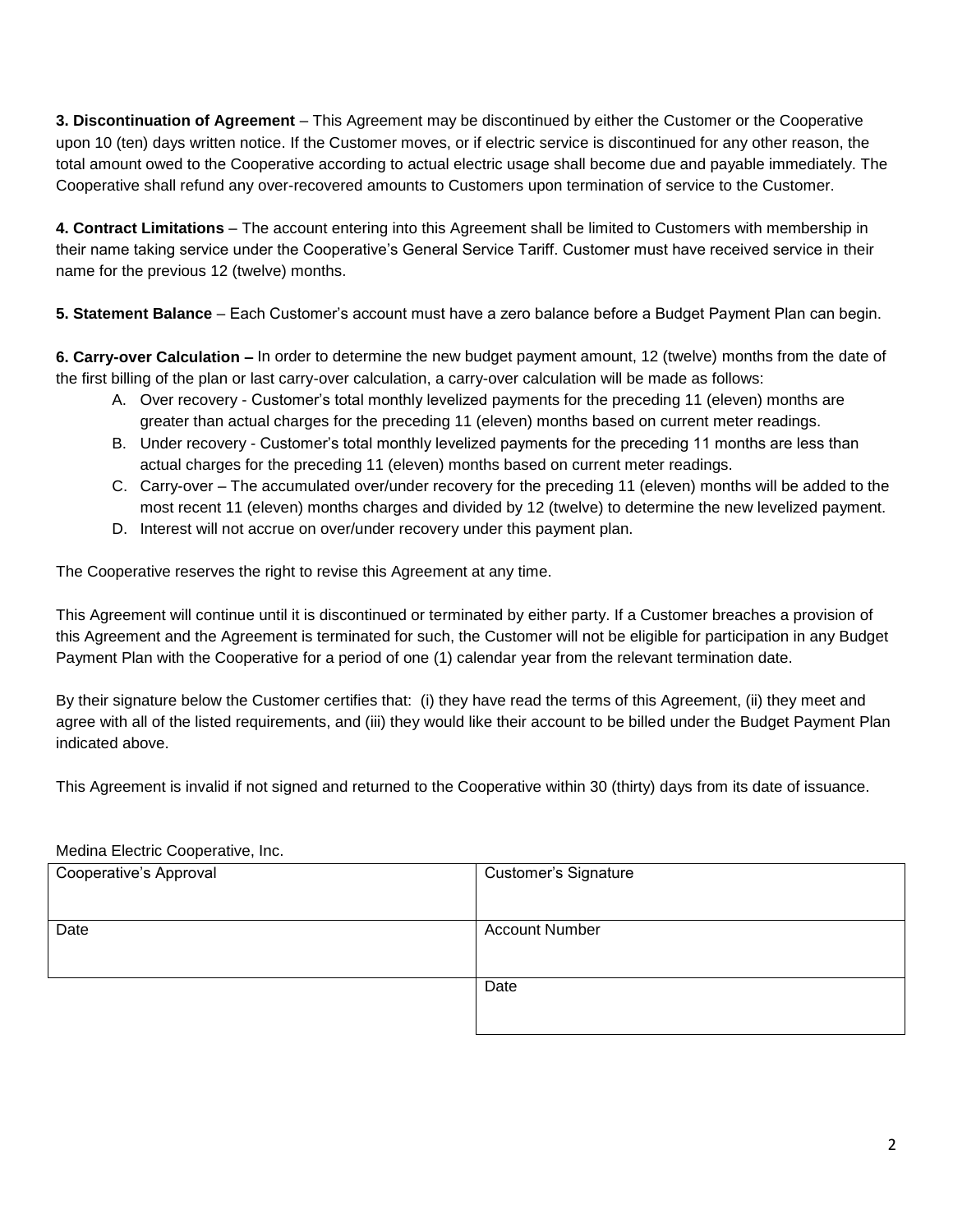**3. Discontinuation of Agreement** – This Agreement may be discontinued by either the Customer or the Cooperative upon 10 (ten) days written notice. If the Customer moves, or if electric service is discontinued for any other reason, the total amount owed to the Cooperative according to actual electric usage shall become due and payable immediately. The Cooperative shall refund any over-recovered amounts to Customers upon termination of service to the Customer.

**4. Contract Limitations** – The account entering into this Agreement shall be limited to Customers with membership in their name taking service under the Cooperative's General Service Tariff. Customer must have received service in their name for the previous 12 (twelve) months.

**5. Statement Balance** – Each Customer's account must have a zero balance before a Budget Payment Plan can begin.

**6. Carry-over Calculation –** In order to determine the new budget payment amount, 12 (twelve) months from the date of the first billing of the plan or last carry-over calculation, a carry-over calculation will be made as follows:

A. Over recovery - Customer's total monthly levelized payments for the preceding 11 (eleven) months are greater than actual charges for the preceding 11 (eleven) months based on current meter readings.
B. Under recovery - Customer's total monthly levelized payments for the preceding 11 months are less than actual charges for the preceding 11 (eleven) months based on current meter readings.
C. Carry-over – The accumulated over/under recovery for the preceding 11 (eleven) months will be added to the most recent 11 (eleven) months charges and divided by 12 (twelve) to determine the new levelized payment.
D. Interest will not accrue on over/under recovery under this payment plan.

The Cooperative reserves the right to revise this Agreement at any time.

This Agreement will continue until it is discontinued or terminated by either party. If a Customer breaches a provision of this Agreement and the Agreement is terminated for such, the Customer will not be eligible for participation in any Budget Payment Plan with the Cooperative for a period of one (1) calendar year from the relevant termination date.

By their signature below the Customer certifies that: (i) they have read the terms of this Agreement, (ii) they meet and agree with all of the listed requirements, and (iii) they would like their account to be billed under the Budget Payment Plan indicated above.

This Agreement is invalid if not signed and returned to the Cooperative within 30 (thirty) days from its date of issuance.

Medina Electric Cooperative, Inc.

| | |
|---|---|
| Cooperative's Approval | Customer's Signature |
| Date | Account Number |
| | Date |